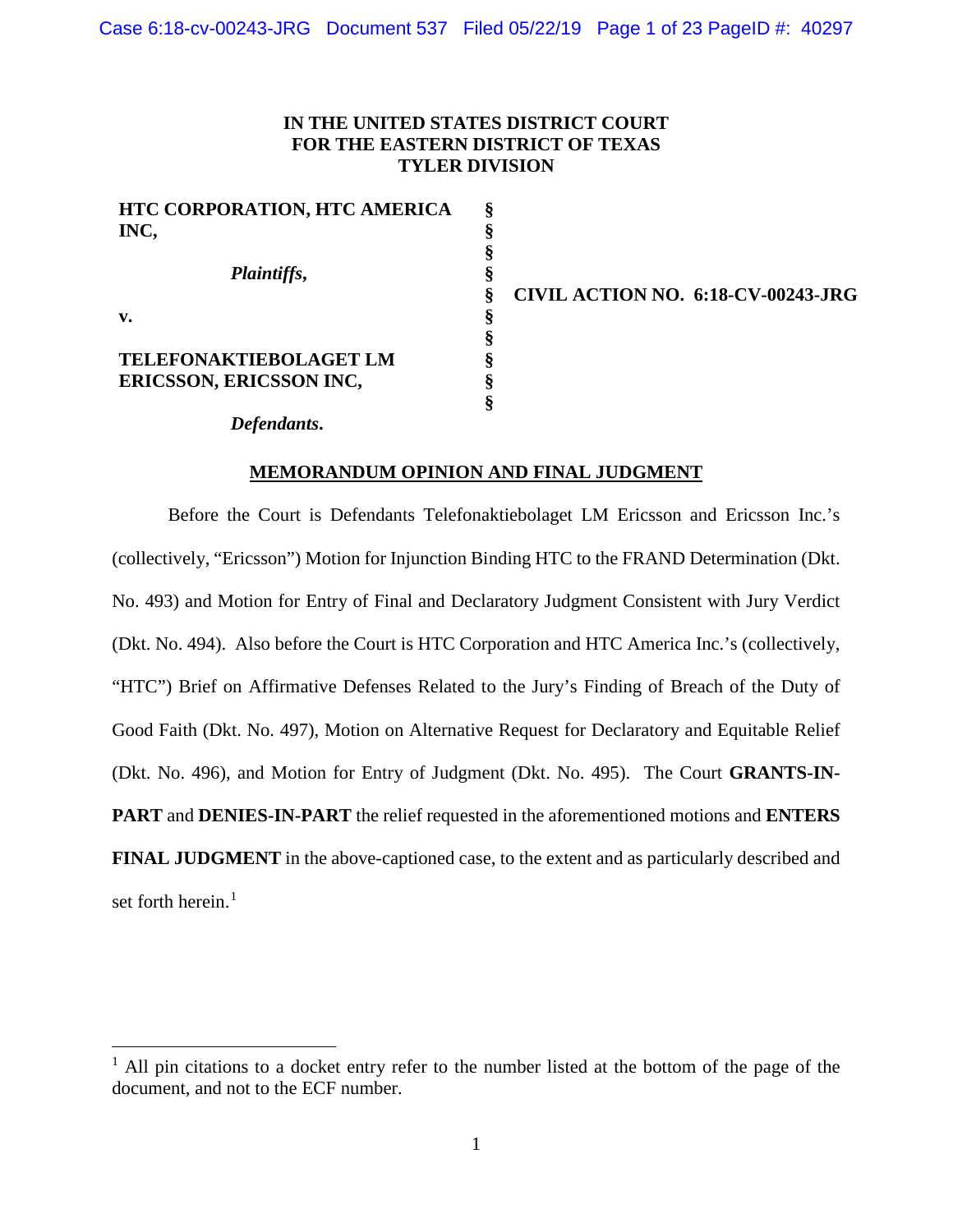IN THE UNITED STATES DISTRICT COURT
FOR THE EASTERN DISTRICT OF TEXAS
TYLER DIVISION

| | | |
|---|---|---|
| **HTC CORPORATION, HTC AMERICA INC,** | § | |
| | § | |
| *Plaintiffs,* | § | |
| | § | **CIVIL ACTION NO. 6:18-CV-00243-JRG** |
| **v.** | § | |
| | § | |
| **TELEFONAKTIEBOLAGET LM ERICSSON, ERICSSON INC,** | § | |
| | § | |
| *Defendants.* | | |

**MEMORANDUM OPINION AND FINAL JUDGMENT**

Before the Court is Defendants Telefonaktiebolaget LM Ericsson and Ericsson Inc.'s (collectively, "Ericsson") Motion for Injunction Binding HTC to the FRAND Determination (Dkt. No. 493) and Motion for Entry of Final and Declaratory Judgment Consistent with Jury Verdict (Dkt. No. 494). Also before the Court is HTC Corporation and HTC America Inc.'s (collectively, "HTC") Brief on Affirmative Defenses Related to the Jury's Finding of Breach of the Duty of Good Faith (Dkt. No. 497), Motion on Alternative Request for Declaratory and Equitable Relief (Dkt. No. 496), and Motion for Entry of Judgment (Dkt. No. 495). The Court **GRANTS-IN-PART** and **DENIES-IN-PART** the relief requested in the aforementioned motions and **ENTERS FINAL JUDGMENT** in the above-captioned case, to the extent and as particularly described and set forth herein.[1]

[1] All pin citations to a docket entry refer to the number listed at the bottom of the page of the document, and not to the ECF number.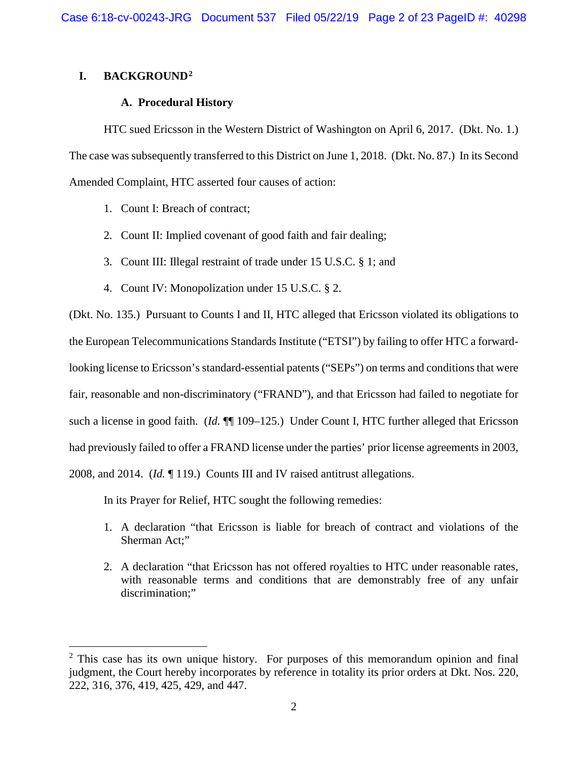# I. BACKGROUND[2]

## A. Procedural History

HTC sued Ericsson in the Western District of Washington on April 6, 2017. (Dkt. No. 1.) The case was subsequently transferred to this District on June 1, 2018. (Dkt. No. 87.) In its Second Amended Complaint, HTC asserted four causes of action:

1. Count I: Breach of contract;
2. Count II: Implied covenant of good faith and fair dealing;
3. Count III: Illegal restraint of trade under 15 U.S.C. § 1; and
4. Count IV: Monopolization under 15 U.S.C. § 2.

(Dkt. No. 135.) Pursuant to Counts I and II, HTC alleged that Ericsson violated its obligations to the European Telecommunications Standards Institute ("ETSI") by failing to offer HTC a forward-looking license to Ericsson's standard-essential patents ("SEPs") on terms and conditions that were fair, reasonable and non-discriminatory ("FRAND"), and that Ericsson had failed to negotiate for such a license in good faith. (*Id.* ¶¶ 109–125.) Under Count I, HTC further alleged that Ericsson had previously failed to offer a FRAND license under the parties' prior license agreements in 2003, 2008, and 2014. (*Id.* ¶ 119.) Counts III and IV raised antitrust allegations.

In its Prayer for Relief, HTC sought the following remedies:

1. A declaration "that Ericsson is liable for breach of contract and violations of the Sherman Act;"
2. A declaration "that Ericsson has not offered royalties to HTC under reasonable rates, with reasonable terms and conditions that are demonstrably free of any unfair discrimination;"

---

[2] This case has its own unique history. For purposes of this memorandum opinion and final judgment, the Court hereby incorporates by reference in totality its prior orders at Dkt. Nos. 220, 222, 316, 376, 419, 425, 429, and 447.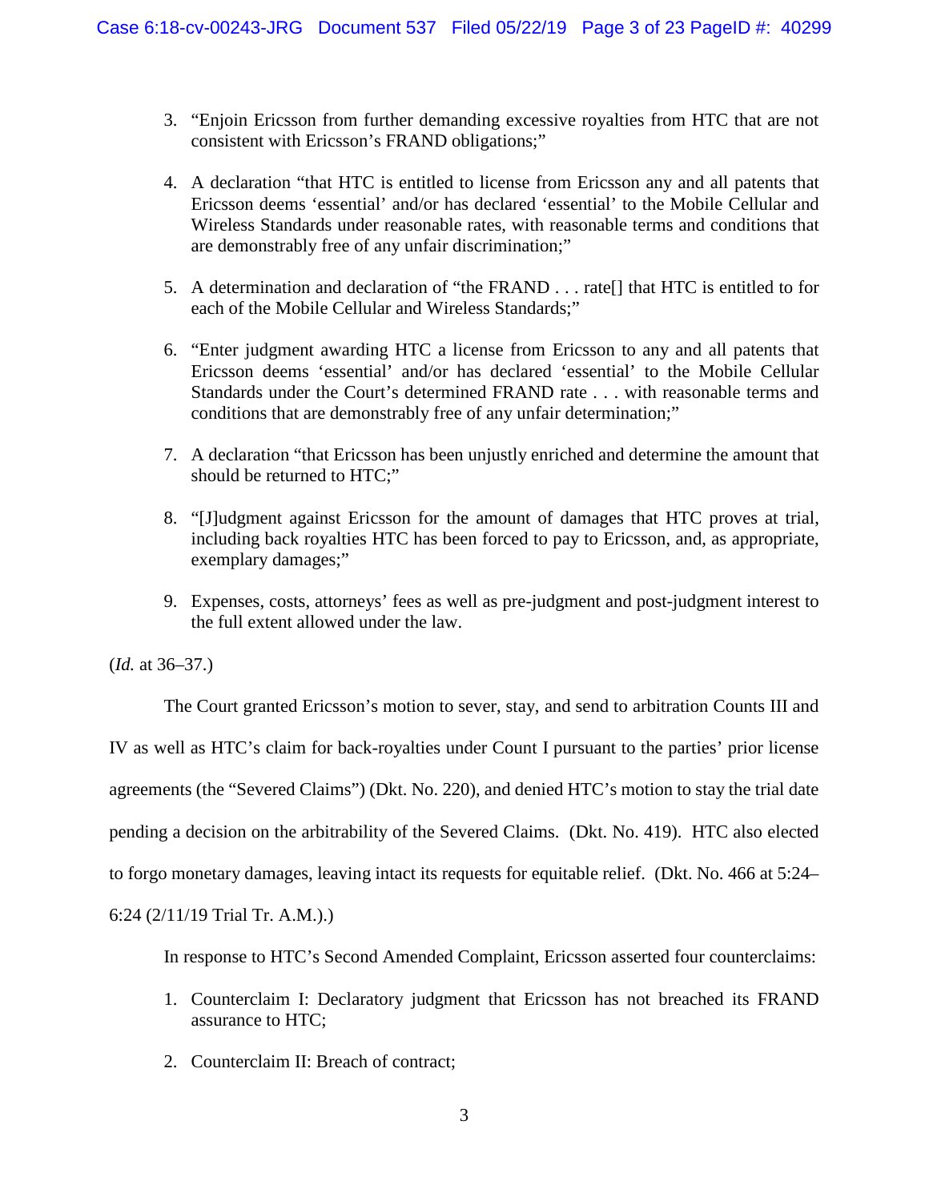3. "Enjoin Ericsson from further demanding excessive royalties from HTC that are not consistent with Ericsson's FRAND obligations;"

4. A declaration "that HTC is entitled to license from Ericsson any and all patents that Ericsson deems 'essential' and/or has declared 'essential' to the Mobile Cellular and Wireless Standards under reasonable rates, with reasonable terms and conditions that are demonstrably free of any unfair discrimination;"

5. A determination and declaration of "the FRAND . . . rate[] that HTC is entitled to for each of the Mobile Cellular and Wireless Standards;"

6. "Enter judgment awarding HTC a license from Ericsson to any and all patents that Ericsson deems 'essential' and/or has declared 'essential' to the Mobile Cellular Standards under the Court's determined FRAND rate . . . with reasonable terms and conditions that are demonstrably free of any unfair determination;"

7. A declaration "that Ericsson has been unjustly enriched and determine the amount that should be returned to HTC;"

8. "[J]udgment against Ericsson for the amount of damages that HTC proves at trial, including back royalties HTC has been forced to pay to Ericsson, and, as appropriate, exemplary damages;"

9. Expenses, costs, attorneys' fees as well as pre-judgment and post-judgment interest to the full extent allowed under the law.

(*Id.* at 36–37.)

The Court granted Ericsson's motion to sever, stay, and send to arbitration Counts III and IV as well as HTC's claim for back-royalties under Count I pursuant to the parties' prior license agreements (the "Severed Claims") (Dkt. No. 220), and denied HTC's motion to stay the trial date pending a decision on the arbitrability of the Severed Claims. (Dkt. No. 419). HTC also elected to forgo monetary damages, leaving intact its requests for equitable relief. (Dkt. No. 466 at 5:24–6:24 (2/11/19 Trial Tr. A.M.).)

In response to HTC's Second Amended Complaint, Ericsson asserted four counterclaims:

1. Counterclaim I: Declaratory judgment that Ericsson has not breached its FRAND assurance to HTC;

2. Counterclaim II: Breach of contract;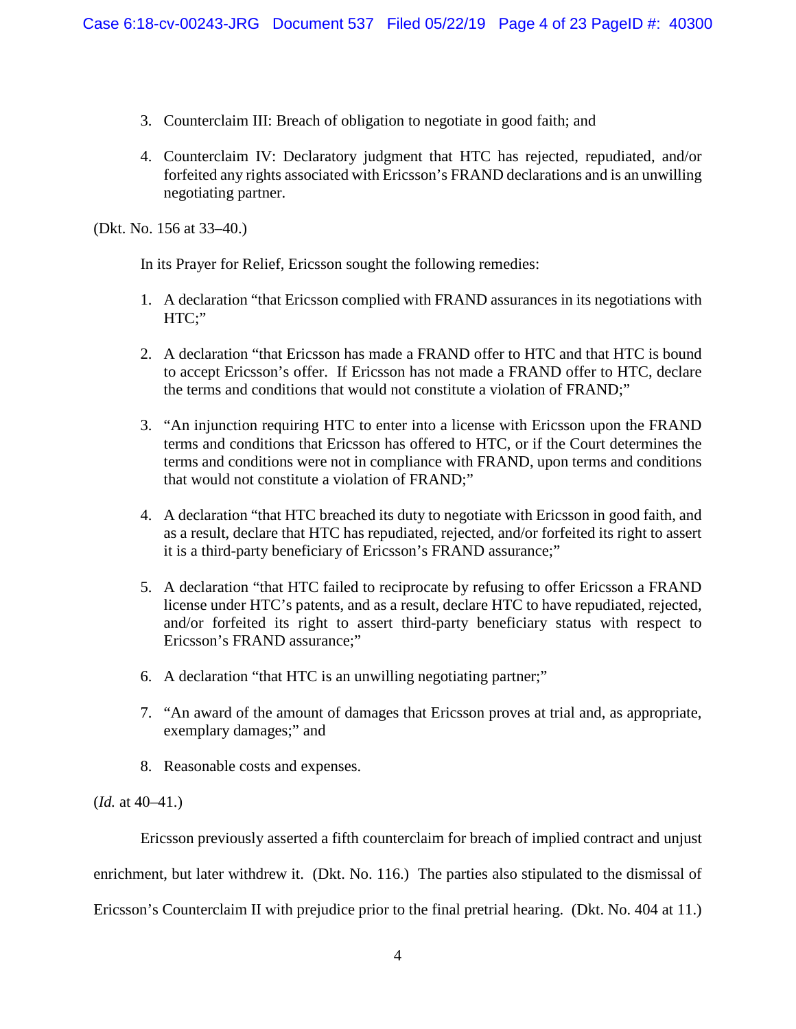3. Counterclaim III: Breach of obligation to negotiate in good faith; and

4. Counterclaim IV: Declaratory judgment that HTC has rejected, repudiated, and/or forfeited any rights associated with Ericsson's FRAND declarations and is an unwilling negotiating partner.

(Dkt. No. 156 at 33–40.)

In its Prayer for Relief, Ericsson sought the following remedies:

1. A declaration "that Ericsson complied with FRAND assurances in its negotiations with HTC;"

2. A declaration "that Ericsson has made a FRAND offer to HTC and that HTC is bound to accept Ericsson's offer. If Ericsson has not made a FRAND offer to HTC, declare the terms and conditions that would not constitute a violation of FRAND;"

3. "An injunction requiring HTC to enter into a license with Ericsson upon the FRAND terms and conditions that Ericsson has offered to HTC, or if the Court determines the terms and conditions were not in compliance with FRAND, upon terms and conditions that would not constitute a violation of FRAND;"

4. A declaration "that HTC breached its duty to negotiate with Ericsson in good faith, and as a result, declare that HTC has repudiated, rejected, and/or forfeited its right to assert it is a third-party beneficiary of Ericsson's FRAND assurance;"

5. A declaration "that HTC failed to reciprocate by refusing to offer Ericsson a FRAND license under HTC's patents, and as a result, declare HTC to have repudiated, rejected, and/or forfeited its right to assert third-party beneficiary status with respect to Ericsson's FRAND assurance;"

6. A declaration "that HTC is an unwilling negotiating partner;"

7. "An award of the amount of damages that Ericsson proves at trial and, as appropriate, exemplary damages;" and

8. Reasonable costs and expenses.

(*Id.* at 40–41.)

Ericsson previously asserted a fifth counterclaim for breach of implied contract and unjust enrichment, but later withdrew it. (Dkt. No. 116.) The parties also stipulated to the dismissal of Ericsson's Counterclaim II with prejudice prior to the final pretrial hearing. (Dkt. No. 404 at 11.)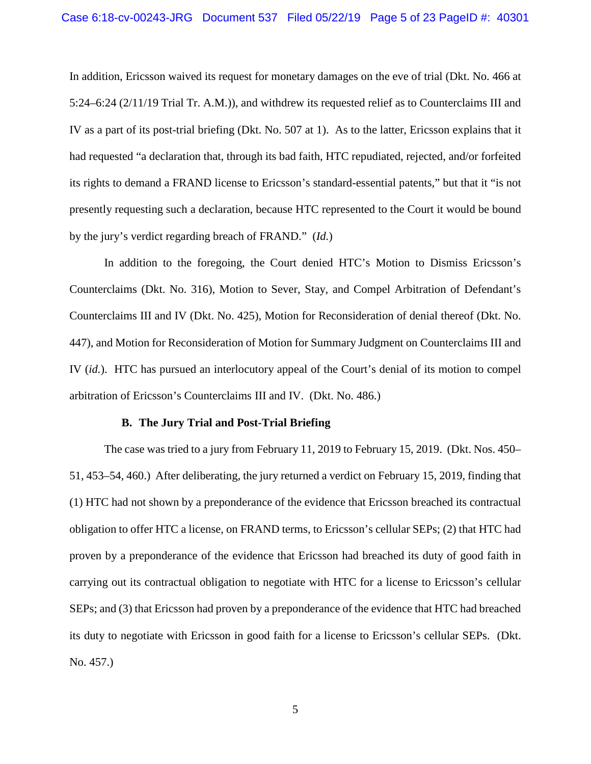In addition, Ericsson waived its request for monetary damages on the eve of trial (Dkt. No. 466 at 5:24–6:24 (2/11/19 Trial Tr. A.M.)), and withdrew its requested relief as to Counterclaims III and IV as a part of its post-trial briefing (Dkt. No. 507 at 1). As to the latter, Ericsson explains that it had requested "a declaration that, through its bad faith, HTC repudiated, rejected, and/or forfeited its rights to demand a FRAND license to Ericsson's standard-essential patents," but that it "is not presently requesting such a declaration, because HTC represented to the Court it would be bound by the jury's verdict regarding breach of FRAND." (*Id.*)

In addition to the foregoing, the Court denied HTC's Motion to Dismiss Ericsson's Counterclaims (Dkt. No. 316), Motion to Sever, Stay, and Compel Arbitration of Defendant's Counterclaims III and IV (Dkt. No. 425), Motion for Reconsideration of denial thereof (Dkt. No. 447), and Motion for Reconsideration of Motion for Summary Judgment on Counterclaims III and IV (*id.*). HTC has pursued an interlocutory appeal of the Court's denial of its motion to compel arbitration of Ericsson's Counterclaims III and IV. (Dkt. No. 486.)

### B. The Jury Trial and Post-Trial Briefing

The case was tried to a jury from February 11, 2019 to February 15, 2019. (Dkt. Nos. 450–51, 453–54, 460.) After deliberating, the jury returned a verdict on February 15, 2019, finding that (1) HTC had not shown by a preponderance of the evidence that Ericsson breached its contractual obligation to offer HTC a license, on FRAND terms, to Ericsson's cellular SEPs; (2) that HTC had proven by a preponderance of the evidence that Ericsson had breached its duty of good faith in carrying out its contractual obligation to negotiate with HTC for a license to Ericsson's cellular SEPs; and (3) that Ericsson had proven by a preponderance of the evidence that HTC had breached its duty to negotiate with Ericsson in good faith for a license to Ericsson's cellular SEPs. (Dkt. No. 457.)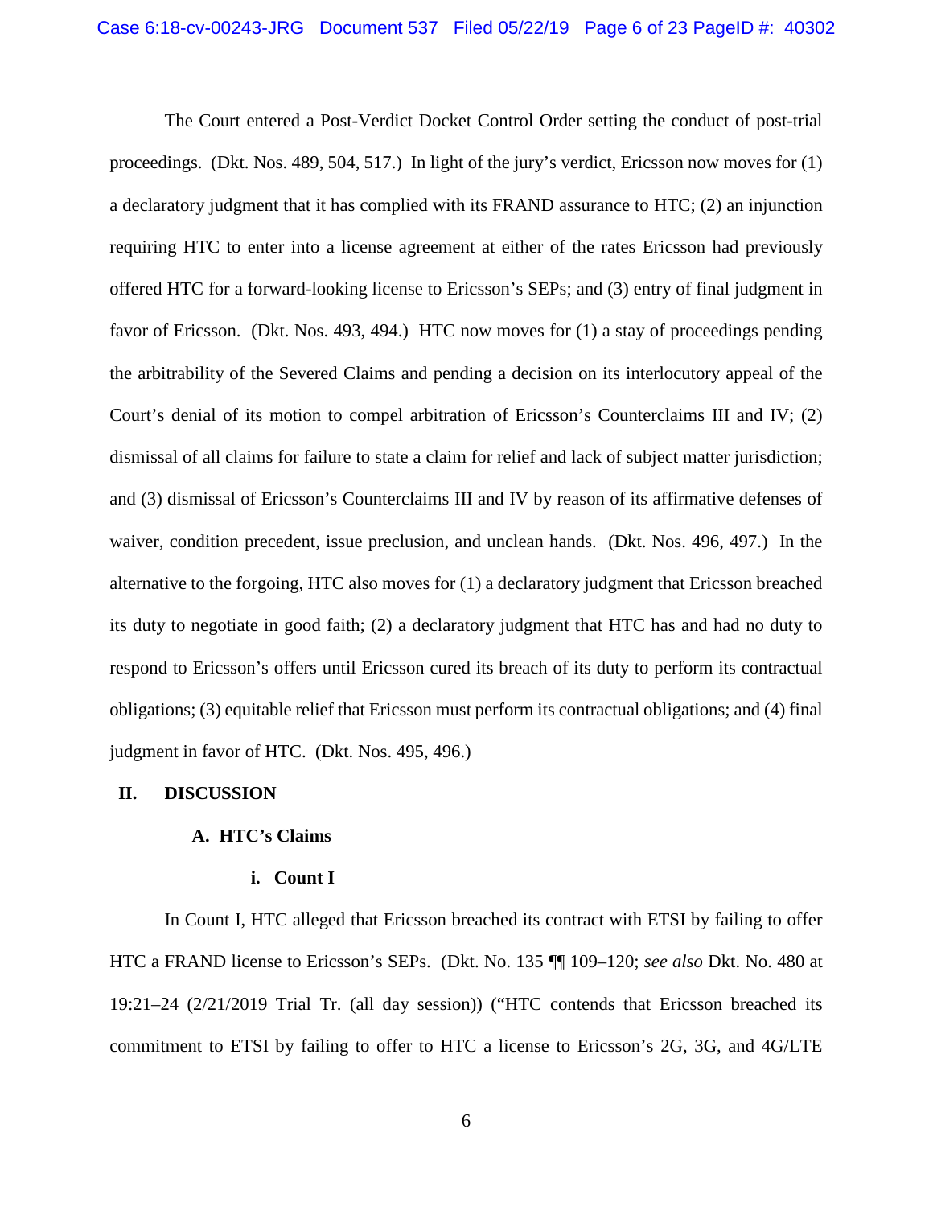The Court entered a Post-Verdict Docket Control Order setting the conduct of post-trial proceedings. (Dkt. Nos. 489, 504, 517.) In light of the jury's verdict, Ericsson now moves for (1) a declaratory judgment that it has complied with its FRAND assurance to HTC; (2) an injunction requiring HTC to enter into a license agreement at either of the rates Ericsson had previously offered HTC for a forward-looking license to Ericsson's SEPs; and (3) entry of final judgment in favor of Ericsson. (Dkt. Nos. 493, 494.) HTC now moves for (1) a stay of proceedings pending the arbitrability of the Severed Claims and pending a decision on its interlocutory appeal of the Court's denial of its motion to compel arbitration of Ericsson's Counterclaims III and IV; (2) dismissal of all claims for failure to state a claim for relief and lack of subject matter jurisdiction; and (3) dismissal of Ericsson's Counterclaims III and IV by reason of its affirmative defenses of waiver, condition precedent, issue preclusion, and unclean hands. (Dkt. Nos. 496, 497.) In the alternative to the forgoing, HTC also moves for (1) a declaratory judgment that Ericsson breached its duty to negotiate in good faith; (2) a declaratory judgment that HTC has and had no duty to respond to Ericsson's offers until Ericsson cured its breach of its duty to perform its contractual obligations; (3) equitable relief that Ericsson must perform its contractual obligations; and (4) final judgment in favor of HTC. (Dkt. Nos. 495, 496.)

## II. DISCUSSION

### A. HTC's Claims

#### i. Count I

In Count I, HTC alleged that Ericsson breached its contract with ETSI by failing to offer HTC a FRAND license to Ericsson's SEPs. (Dkt. No. 135 ¶¶ 109–120; *see also* Dkt. No. 480 at 19:21–24 (2/21/2019 Trial Tr. (all day session)) ("HTC contends that Ericsson breached its commitment to ETSI by failing to offer to HTC a license to Ericsson's 2G, 3G, and 4G/LTE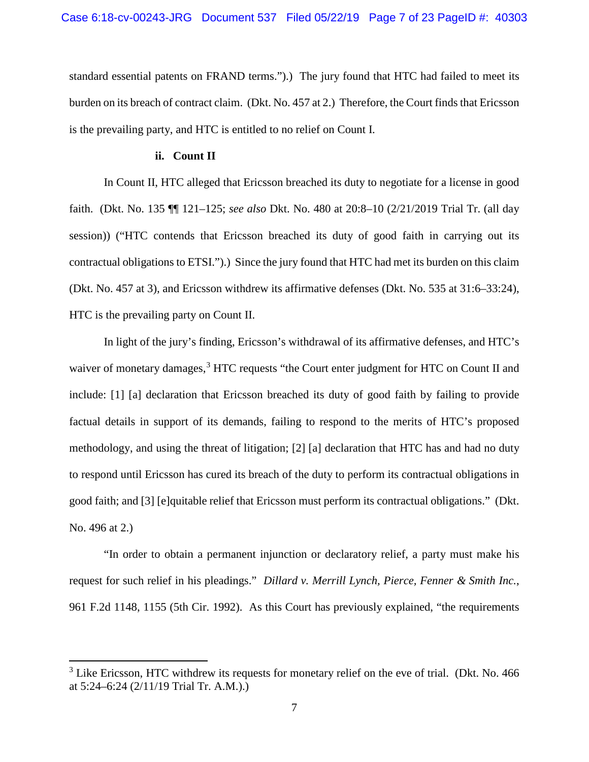standard essential patents on FRAND terms.").) The jury found that HTC had failed to meet its burden on its breach of contract claim. (Dkt. No. 457 at 2.) Therefore, the Court finds that Ericsson is the prevailing party, and HTC is entitled to no relief on Count I.

#### ii. Count II

In Count II, HTC alleged that Ericsson breached its duty to negotiate for a license in good faith. (Dkt. No. 135 ¶¶ 121–125; *see also* Dkt. No. 480 at 20:8–10 (2/21/2019 Trial Tr. (all day session)) ("HTC contends that Ericsson breached its duty of good faith in carrying out its contractual obligations to ETSI.").) Since the jury found that HTC had met its burden on this claim (Dkt. No. 457 at 3), and Ericsson withdrew its affirmative defenses (Dkt. No. 535 at 31:6–33:24), HTC is the prevailing party on Count II.

In light of the jury's finding, Ericsson's withdrawal of its affirmative defenses, and HTC's waiver of monetary damages,[3] HTC requests "the Court enter judgment for HTC on Count II and include: [1] [a] declaration that Ericsson breached its duty of good faith by failing to provide factual details in support of its demands, failing to respond to the merits of HTC's proposed methodology, and using the threat of litigation; [2] [a] declaration that HTC has and had no duty to respond until Ericsson has cured its breach of the duty to perform its contractual obligations in good faith; and [3] [e]quitable relief that Ericsson must perform its contractual obligations." (Dkt. No. 496 at 2.)

"In order to obtain a permanent injunction or declaratory relief, a party must make his request for such relief in his pleadings." *Dillard v. Merrill Lynch, Pierce, Fenner & Smith Inc.*, 961 F.2d 1148, 1155 (5th Cir. 1992). As this Court has previously explained, "the requirements

---

[3] Like Ericsson, HTC withdrew its requests for monetary relief on the eve of trial. (Dkt. No. 466 at 5:24–6:24 (2/11/19 Trial Tr. A.M.).)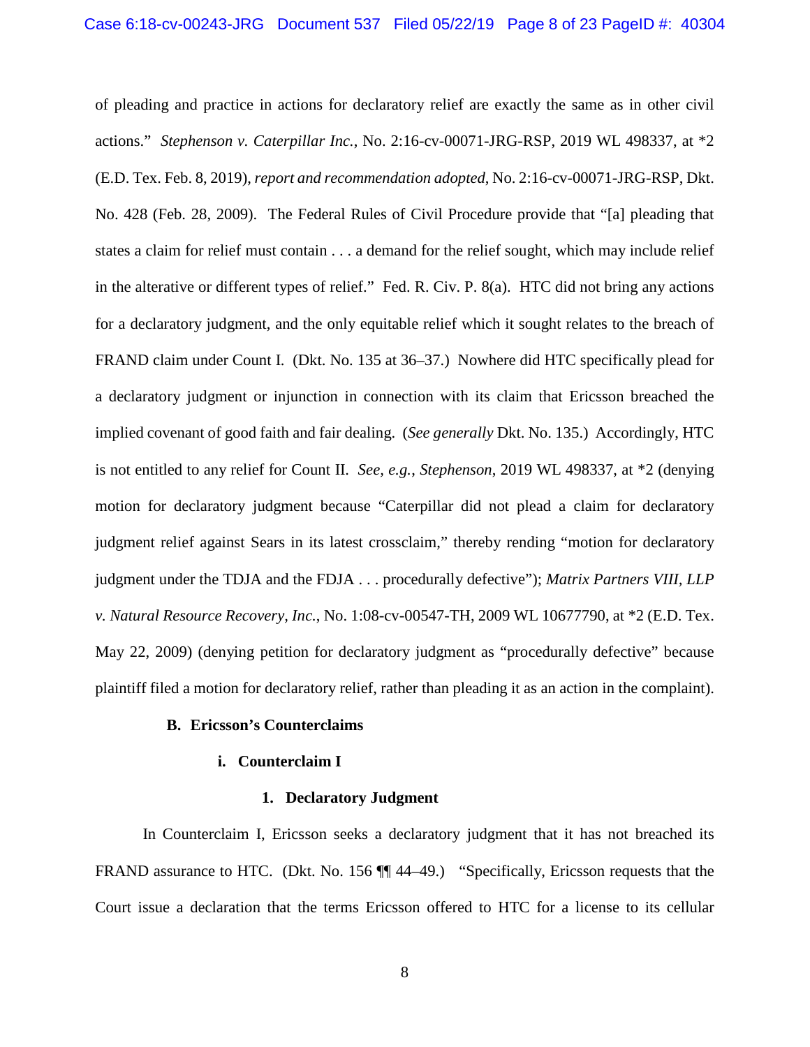of pleading and practice in actions for declaratory relief are exactly the same as in other civil actions." *Stephenson v. Caterpillar Inc.*, No. 2:16-cv-00071-JRG-RSP, 2019 WL 498337, at *2 (E.D. Tex. Feb. 8, 2019), *report and recommendation adopted*, No. 2:16-cv-00071-JRG-RSP, Dkt. No. 428 (Feb. 28, 2009). The Federal Rules of Civil Procedure provide that "[a] pleading that states a claim for relief must contain . . . a demand for the relief sought, which may include relief in the alterative or different types of relief." Fed. R. Civ. P. 8(a). HTC did not bring any actions for a declaratory judgment, and the only equitable relief which it sought relates to the breach of FRAND claim under Count I. (Dkt. No. 135 at 36–37.) Nowhere did HTC specifically plead for a declaratory judgment or injunction in connection with its claim that Ericsson breached the implied covenant of good faith and fair dealing. (*See generally* Dkt. No. 135.) Accordingly, HTC is not entitled to any relief for Count II. *See, e.g.*, *Stephenson*, 2019 WL 498337, at *2 (denying motion for declaratory judgment because "Caterpillar did not plead a claim for declaratory judgment relief against Sears in its latest crossclaim," thereby rending "motion for declaratory judgment under the TDJA and the FDJA . . . procedurally defective"); *Matrix Partners VIII, LLP v. Natural Resource Recovery, Inc.*, No. 1:08-cv-00547-TH, 2009 WL 10677790, at *2 (E.D. Tex. May 22, 2009) (denying petition for declaratory judgment as "procedurally defective" because plaintiff filed a motion for declaratory relief, rather than pleading it as an action in the complaint).

### B. Ericsson's Counterclaims

#### i. Counterclaim I

##### 1. Declaratory Judgment

In Counterclaim I, Ericsson seeks a declaratory judgment that it has not breached its FRAND assurance to HTC. (Dkt. No. 156 ¶¶ 44–49.) "Specifically, Ericsson requests that the Court issue a declaration that the terms Ericsson offered to HTC for a license to its cellular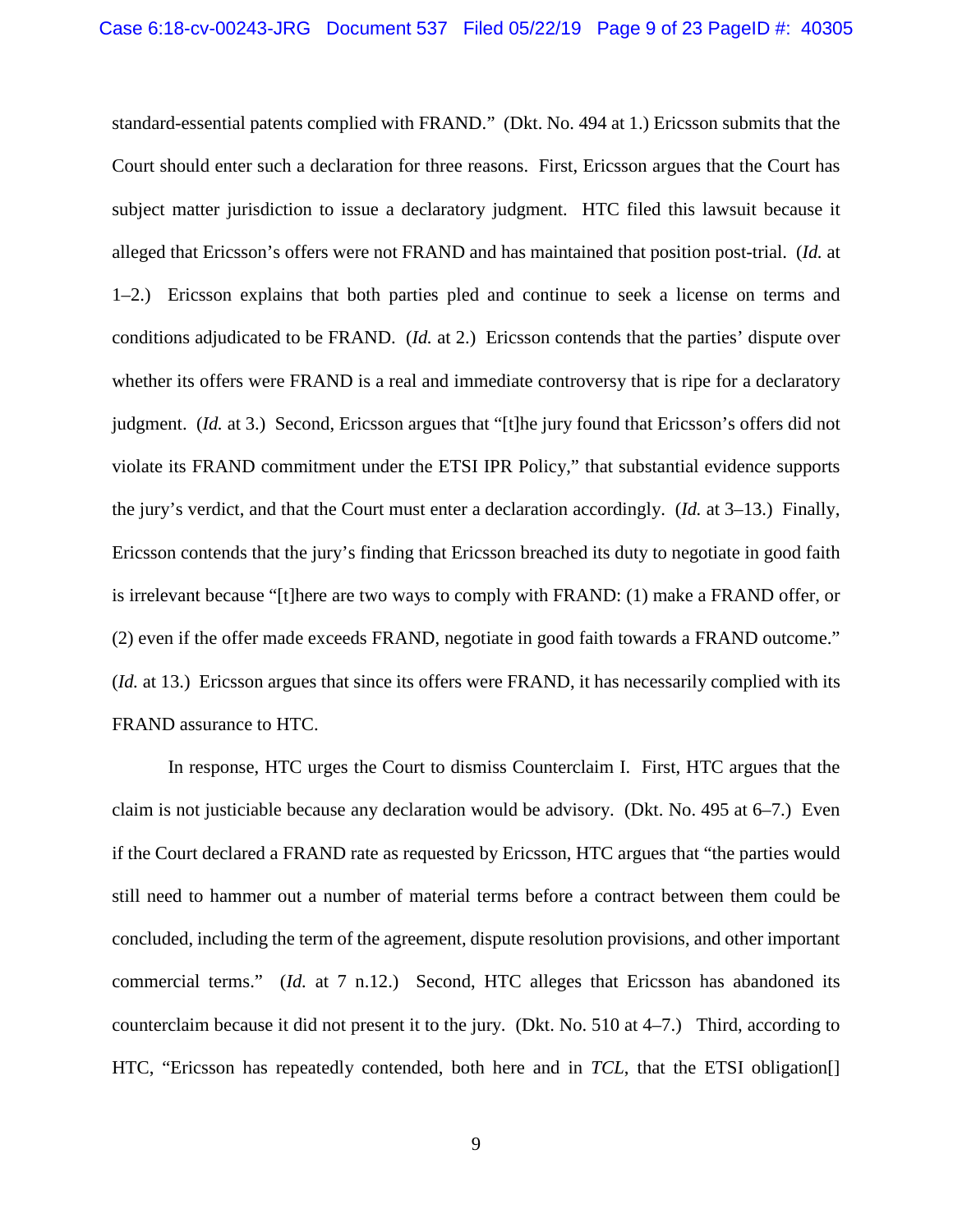standard-essential patents complied with FRAND." (Dkt. No. 494 at 1.) Ericsson submits that the Court should enter such a declaration for three reasons. First, Ericsson argues that the Court has subject matter jurisdiction to issue a declaratory judgment. HTC filed this lawsuit because it alleged that Ericsson's offers were not FRAND and has maintained that position post-trial. (*Id.* at 1–2.) Ericsson explains that both parties pled and continue to seek a license on terms and conditions adjudicated to be FRAND. (*Id.* at 2.) Ericsson contends that the parties' dispute over whether its offers were FRAND is a real and immediate controversy that is ripe for a declaratory judgment. (*Id.* at 3.) Second, Ericsson argues that "[t]he jury found that Ericsson's offers did not violate its FRAND commitment under the ETSI IPR Policy," that substantial evidence supports the jury's verdict, and that the Court must enter a declaration accordingly. (*Id.* at 3–13.) Finally, Ericsson contends that the jury's finding that Ericsson breached its duty to negotiate in good faith is irrelevant because "[t]here are two ways to comply with FRAND: (1) make a FRAND offer, or (2) even if the offer made exceeds FRAND, negotiate in good faith towards a FRAND outcome." (*Id.* at 13.) Ericsson argues that since its offers were FRAND, it has necessarily complied with its FRAND assurance to HTC.

In response, HTC urges the Court to dismiss Counterclaim I. First, HTC argues that the claim is not justiciable because any declaration would be advisory. (Dkt. No. 495 at 6–7.) Even if the Court declared a FRAND rate as requested by Ericsson, HTC argues that "the parties would still need to hammer out a number of material terms before a contract between them could be concluded, including the term of the agreement, dispute resolution provisions, and other important commercial terms." (*Id.* at 7 n.12.) Second, HTC alleges that Ericsson has abandoned its counterclaim because it did not present it to the jury. (Dkt. No. 510 at 4–7.) Third, according to HTC, "Ericsson has repeatedly contended, both here and in *TCL*, that the ETSI obligation[]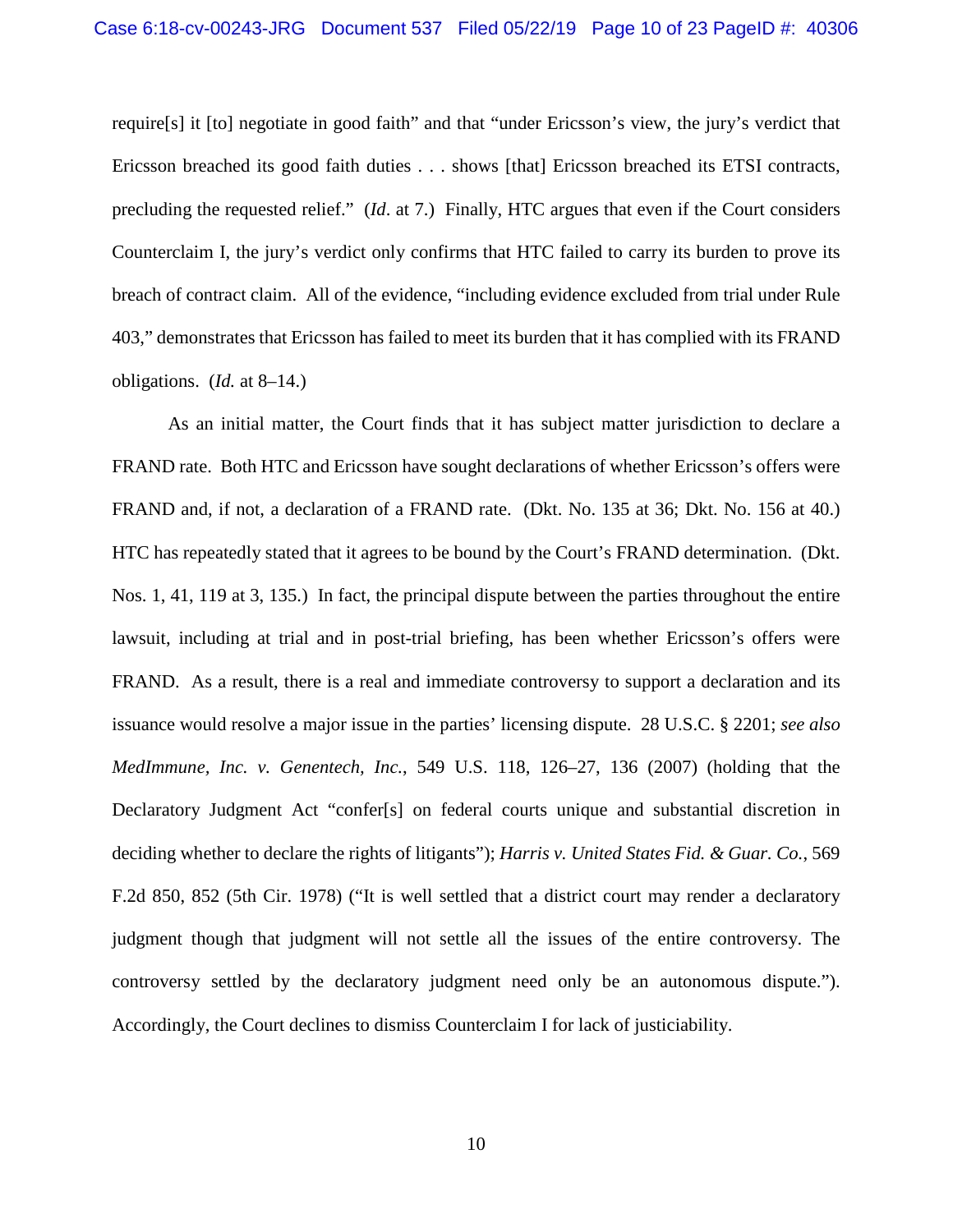require[s] it [to] negotiate in good faith" and that "under Ericsson's view, the jury's verdict that Ericsson breached its good faith duties . . . shows [that] Ericsson breached its ETSI contracts, precluding the requested relief." (*Id*. at 7.) Finally, HTC argues that even if the Court considers Counterclaim I, the jury's verdict only confirms that HTC failed to carry its burden to prove its breach of contract claim. All of the evidence, "including evidence excluded from trial under Rule 403," demonstrates that Ericsson has failed to meet its burden that it has complied with its FRAND obligations. (*Id.* at 8–14.)

As an initial matter, the Court finds that it has subject matter jurisdiction to declare a FRAND rate. Both HTC and Ericsson have sought declarations of whether Ericsson's offers were FRAND and, if not, a declaration of a FRAND rate. (Dkt. No. 135 at 36; Dkt. No. 156 at 40.) HTC has repeatedly stated that it agrees to be bound by the Court's FRAND determination. (Dkt. Nos. 1, 41, 119 at 3, 135.) In fact, the principal dispute between the parties throughout the entire lawsuit, including at trial and in post-trial briefing, has been whether Ericsson's offers were FRAND. As a result, there is a real and immediate controversy to support a declaration and its issuance would resolve a major issue in the parties' licensing dispute. 28 U.S.C. § 2201; *see also MedImmune, Inc. v. Genentech, Inc.*, 549 U.S. 118, 126–27, 136 (2007) (holding that the Declaratory Judgment Act "confer[s] on federal courts unique and substantial discretion in deciding whether to declare the rights of litigants"); *Harris v. United States Fid. & Guar. Co.*, 569 F.2d 850, 852 (5th Cir. 1978) ("It is well settled that a district court may render a declaratory judgment though that judgment will not settle all the issues of the entire controversy. The controversy settled by the declaratory judgment need only be an autonomous dispute."). Accordingly, the Court declines to dismiss Counterclaim I for lack of justiciability.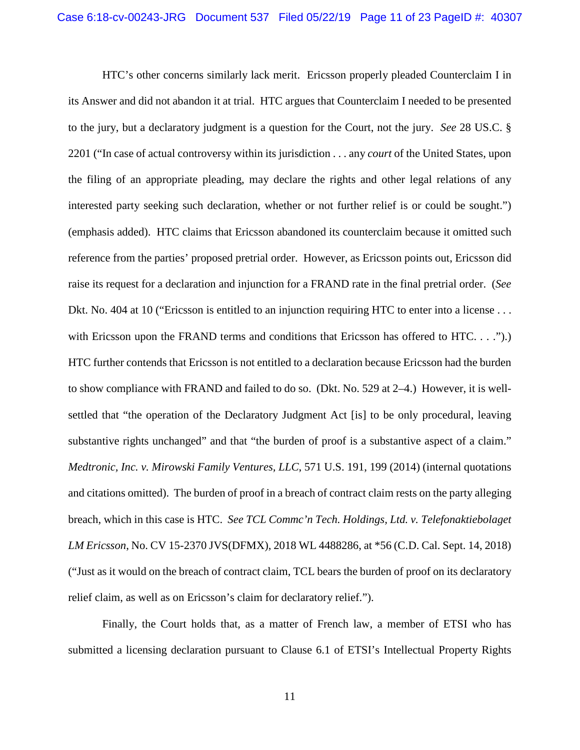HTC's other concerns similarly lack merit. Ericsson properly pleaded Counterclaim I in its Answer and did not abandon it at trial. HTC argues that Counterclaim I needed to be presented to the jury, but a declaratory judgment is a question for the Court, not the jury. *See* 28 US.C. § 2201 ("In case of actual controversy within its jurisdiction . . . any *court* of the United States, upon the filing of an appropriate pleading, may declare the rights and other legal relations of any interested party seeking such declaration, whether or not further relief is or could be sought.") (emphasis added). HTC claims that Ericsson abandoned its counterclaim because it omitted such reference from the parties' proposed pretrial order. However, as Ericsson points out, Ericsson did raise its request for a declaration and injunction for a FRAND rate in the final pretrial order. (*See* Dkt. No. 404 at 10 ("Ericsson is entitled to an injunction requiring HTC to enter into a license . . . with Ericsson upon the FRAND terms and conditions that Ericsson has offered to HTC. . . .").) HTC further contends that Ericsson is not entitled to a declaration because Ericsson had the burden to show compliance with FRAND and failed to do so. (Dkt. No. 529 at 2–4.) However, it is well-settled that "the operation of the Declaratory Judgment Act [is] to be only procedural, leaving substantive rights unchanged" and that "the burden of proof is a substantive aspect of a claim." *Medtronic, Inc. v. Mirowski Family Ventures, LLC*, 571 U.S. 191, 199 (2014) (internal quotations and citations omitted). The burden of proof in a breach of contract claim rests on the party alleging breach, which in this case is HTC. *See TCL Commc'n Tech. Holdings, Ltd. v. Telefonaktiebolaget LM Ericsson*, No. CV 15-2370 JVS(DFMX), 2018 WL 4488286, at *56 (C.D. Cal. Sept. 14, 2018) ("Just as it would on the breach of contract claim, TCL bears the burden of proof on its declaratory relief claim, as well as on Ericsson's claim for declaratory relief.").

Finally, the Court holds that, as a matter of French law, a member of ETSI who has submitted a licensing declaration pursuant to Clause 6.1 of ETSI's Intellectual Property Rights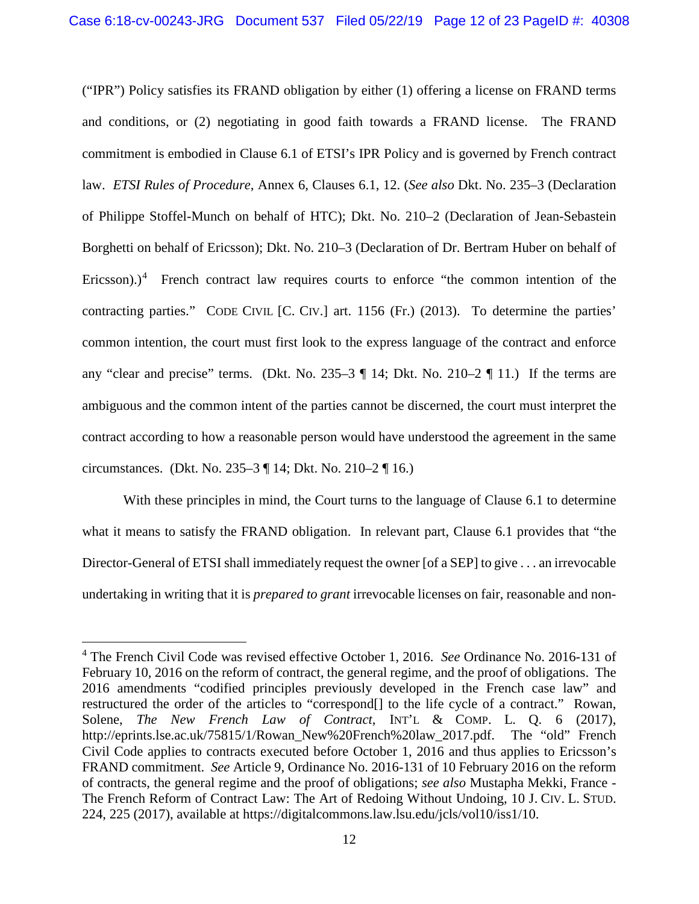("IPR") Policy satisfies its FRAND obligation by either (1) offering a license on FRAND terms and conditions, or (2) negotiating in good faith towards a FRAND license. The FRAND commitment is embodied in Clause 6.1 of ETSI's IPR Policy and is governed by French contract law. *ETSI Rules of Procedure*, Annex 6, Clauses 6.1, 12. (*See also* Dkt. No. 235–3 (Declaration of Philippe Stoffel-Munch on behalf of HTC); Dkt. No. 210–2 (Declaration of Jean-Sebastein Borghetti on behalf of Ericsson); Dkt. No. 210–3 (Declaration of Dr. Bertram Huber on behalf of Ericsson).)[4] French contract law requires courts to enforce "the common intention of the contracting parties." CODE CIVIL [C. CIV.] art. 1156 (Fr.) (2013). To determine the parties' common intention, the court must first look to the express language of the contract and enforce any "clear and precise" terms. (Dkt. No. 235–3 ¶ 14; Dkt. No. 210–2 ¶ 11.) If the terms are ambiguous and the common intent of the parties cannot be discerned, the court must interpret the contract according to how a reasonable person would have understood the agreement in the same circumstances. (Dkt. No. 235–3 ¶ 14; Dkt. No. 210–2 ¶ 16.)

With these principles in mind, the Court turns to the language of Clause 6.1 to determine what it means to satisfy the FRAND obligation. In relevant part, Clause 6.1 provides that "the Director-General of ETSI shall immediately request the owner [of a SEP] to give . . . an irrevocable undertaking in writing that it is *prepared to grant* irrevocable licenses on fair, reasonable and non-

---

[4] The French Civil Code was revised effective October 1, 2016. *See* Ordinance No. 2016-131 of February 10, 2016 on the reform of contract, the general regime, and the proof of obligations. The 2016 amendments "codified principles previously developed in the French case law" and restructured the order of the articles to "correspond[] to the life cycle of a contract." Rowan, Solene, *The New French Law of Contract*, INT'L & COMP. L. Q. 6 (2017), http://eprints.lse.ac.uk/75815/1/Rowan_New%20French%20law_2017.pdf. The "old" French Civil Code applies to contracts executed before October 1, 2016 and thus applies to Ericsson's FRAND commitment. *See* Article 9, Ordinance No. 2016-131 of 10 February 2016 on the reform of contracts, the general regime and the proof of obligations; *see also* Mustapha Mekki, France - The French Reform of Contract Law: The Art of Redoing Without Undoing, 10 J. CIV. L. STUD. 224, 225 (2017), available at https://digitalcommons.law.lsu.edu/jcls/vol10/iss1/10.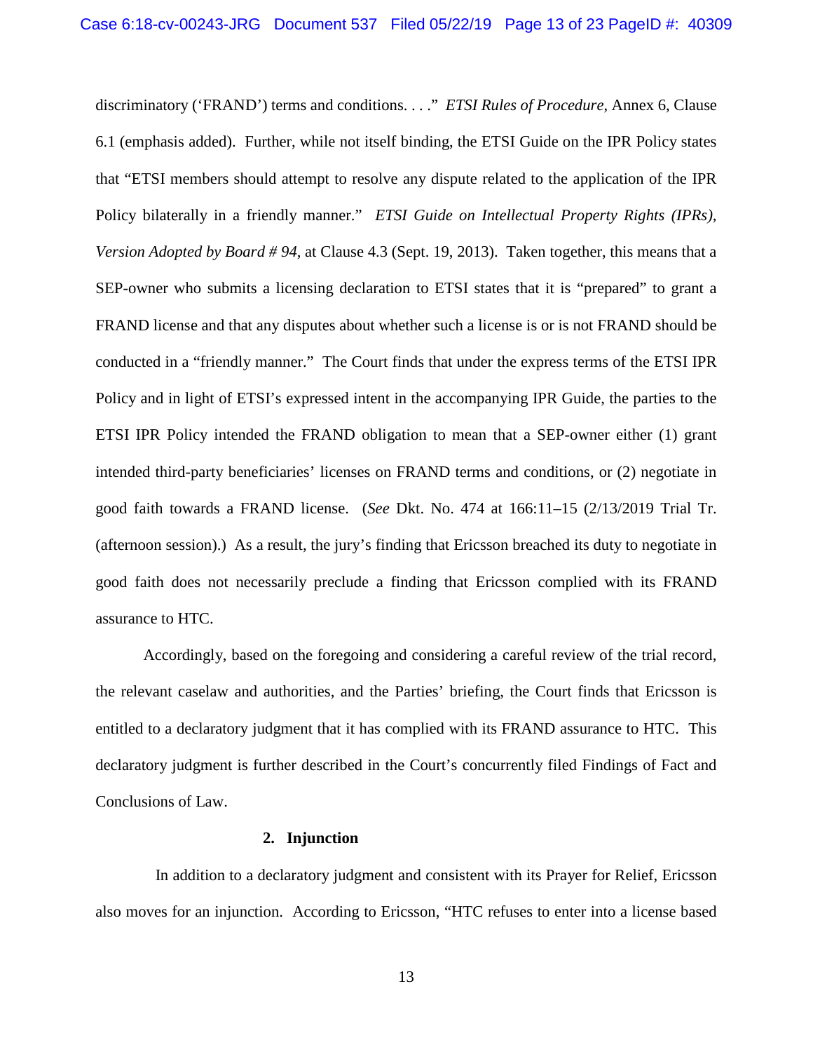discriminatory ('FRAND') terms and conditions. . . ." *ETSI Rules of Procedure*, Annex 6, Clause 6.1 (emphasis added). Further, while not itself binding, the ETSI Guide on the IPR Policy states that "ETSI members should attempt to resolve any dispute related to the application of the IPR Policy bilaterally in a friendly manner." *ETSI Guide on Intellectual Property Rights (IPRs), Version Adopted by Board # 94*, at Clause 4.3 (Sept. 19, 2013). Taken together, this means that a SEP-owner who submits a licensing declaration to ETSI states that it is "prepared" to grant a FRAND license and that any disputes about whether such a license is or is not FRAND should be conducted in a "friendly manner." The Court finds that under the express terms of the ETSI IPR Policy and in light of ETSI's expressed intent in the accompanying IPR Guide, the parties to the ETSI IPR Policy intended the FRAND obligation to mean that a SEP-owner either (1) grant intended third-party beneficiaries' licenses on FRAND terms and conditions, or (2) negotiate in good faith towards a FRAND license. (*See* Dkt. No. 474 at 166:11–15 (2/13/2019 Trial Tr. (afternoon session).) As a result, the jury's finding that Ericsson breached its duty to negotiate in good faith does not necessarily preclude a finding that Ericsson complied with its FRAND assurance to HTC.

Accordingly, based on the foregoing and considering a careful review of the trial record, the relevant caselaw and authorities, and the Parties' briefing, the Court finds that Ericsson is entitled to a declaratory judgment that it has complied with its FRAND assurance to HTC. This declaratory judgment is further described in the Court's concurrently filed Findings of Fact and Conclusions of Law.

**2. Injunction**

In addition to a declaratory judgment and consistent with its Prayer for Relief, Ericsson also moves for an injunction. According to Ericsson, "HTC refuses to enter into a license based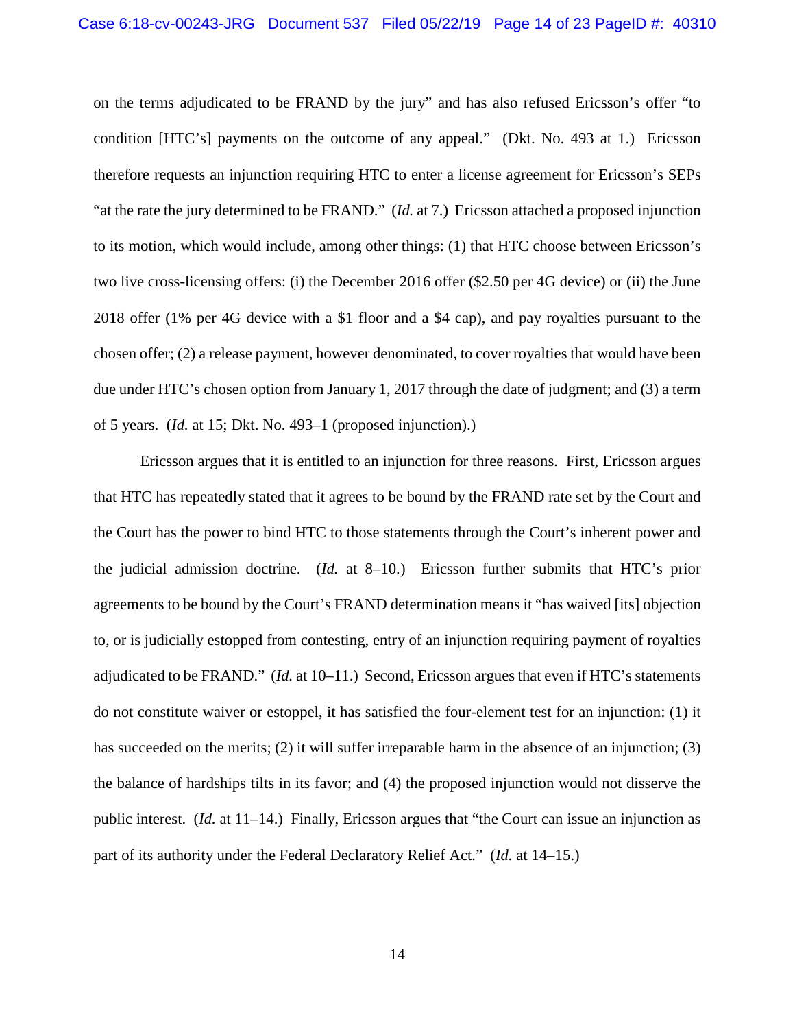on the terms adjudicated to be FRAND by the jury" and has also refused Ericsson's offer "to condition [HTC's] payments on the outcome of any appeal." (Dkt. No. 493 at 1.) Ericsson therefore requests an injunction requiring HTC to enter a license agreement for Ericsson's SEPs "at the rate the jury determined to be FRAND." (*Id.* at 7.) Ericsson attached a proposed injunction to its motion, which would include, among other things: (1) that HTC choose between Ericsson's two live cross-licensing offers: (i) the December 2016 offer ($2.50 per 4G device) or (ii) the June 2018 offer (1% per 4G device with a $1 floor and a $4 cap), and pay royalties pursuant to the chosen offer; (2) a release payment, however denominated, to cover royalties that would have been due under HTC's chosen option from January 1, 2017 through the date of judgment; and (3) a term of 5 years. (*Id.* at 15; Dkt. No. 493–1 (proposed injunction).)

Ericsson argues that it is entitled to an injunction for three reasons. First, Ericsson argues that HTC has repeatedly stated that it agrees to be bound by the FRAND rate set by the Court and the Court has the power to bind HTC to those statements through the Court's inherent power and the judicial admission doctrine. (*Id.* at 8–10.) Ericsson further submits that HTC's prior agreements to be bound by the Court's FRAND determination means it "has waived [its] objection to, or is judicially estopped from contesting, entry of an injunction requiring payment of royalties adjudicated to be FRAND." (*Id.* at 10–11.) Second, Ericsson argues that even if HTC's statements do not constitute waiver or estoppel, it has satisfied the four-element test for an injunction: (1) it has succeeded on the merits; (2) it will suffer irreparable harm in the absence of an injunction; (3) the balance of hardships tilts in its favor; and (4) the proposed injunction would not disserve the public interest. (*Id.* at 11–14.) Finally, Ericsson argues that "the Court can issue an injunction as part of its authority under the Federal Declaratory Relief Act." (*Id.* at 14–15.)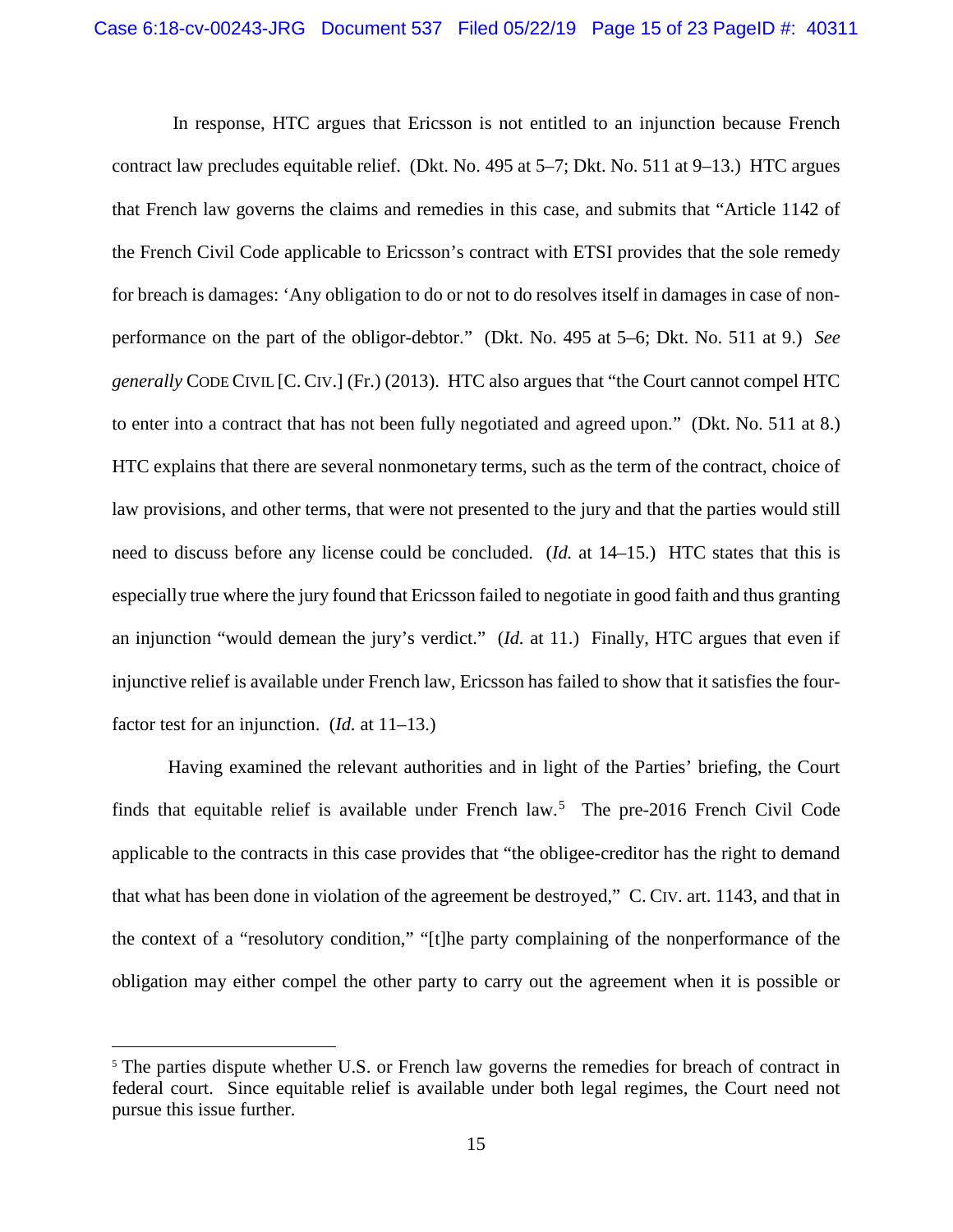In response, HTC argues that Ericsson is not entitled to an injunction because French contract law precludes equitable relief. (Dkt. No. 495 at 5–7; Dkt. No. 511 at 9–13.) HTC argues that French law governs the claims and remedies in this case, and submits that "Article 1142 of the French Civil Code applicable to Ericsson's contract with ETSI provides that the sole remedy for breach is damages: 'Any obligation to do or not to do resolves itself in damages in case of non-performance on the part of the obligor-debtor." (Dkt. No. 495 at 5–6; Dkt. No. 511 at 9.) *See generally* CODE CIVIL [C. CIV.] (Fr.) (2013). HTC also argues that "the Court cannot compel HTC to enter into a contract that has not been fully negotiated and agreed upon." (Dkt. No. 511 at 8.) HTC explains that there are several nonmonetary terms, such as the term of the contract, choice of law provisions, and other terms, that were not presented to the jury and that the parties would still need to discuss before any license could be concluded. (*Id.* at 14–15.) HTC states that this is especially true where the jury found that Ericsson failed to negotiate in good faith and thus granting an injunction "would demean the jury's verdict." (*Id.* at 11.) Finally, HTC argues that even if injunctive relief is available under French law, Ericsson has failed to show that it satisfies the four-factor test for an injunction. (*Id.* at 11–13.)

Having examined the relevant authorities and in light of the Parties' briefing, the Court finds that equitable relief is available under French law.[5] The pre-2016 French Civil Code applicable to the contracts in this case provides that "the obligee-creditor has the right to demand that what has been done in violation of the agreement be destroyed," C. CIV. art. 1143, and that in the context of a "resolutory condition," "[t]he party complaining of the nonperformance of the obligation may either compel the other party to carry out the agreement when it is possible or

[5] The parties dispute whether U.S. or French law governs the remedies for breach of contract in federal court. Since equitable relief is available under both legal regimes, the Court need not pursue this issue further.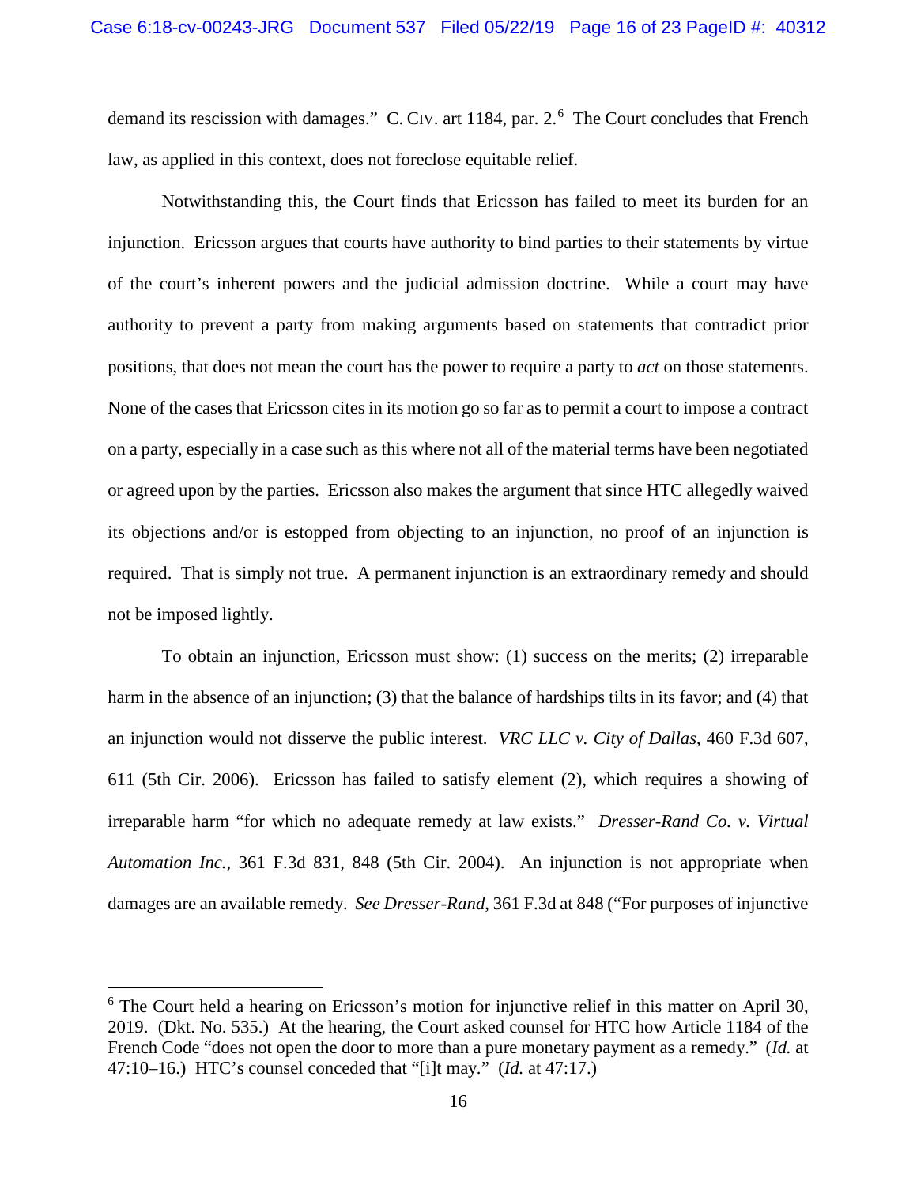demand its rescission with damages." C. CIV. art 1184, par. 2.[6] The Court concludes that French law, as applied in this context, does not foreclose equitable relief.

Notwithstanding this, the Court finds that Ericsson has failed to meet its burden for an injunction. Ericsson argues that courts have authority to bind parties to their statements by virtue of the court's inherent powers and the judicial admission doctrine. While a court may have authority to prevent a party from making arguments based on statements that contradict prior positions, that does not mean the court has the power to require a party to *act* on those statements. None of the cases that Ericsson cites in its motion go so far as to permit a court to impose a contract on a party, especially in a case such as this where not all of the material terms have been negotiated or agreed upon by the parties. Ericsson also makes the argument that since HTC allegedly waived its objections and/or is estopped from objecting to an injunction, no proof of an injunction is required. That is simply not true. A permanent injunction is an extraordinary remedy and should not be imposed lightly.

To obtain an injunction, Ericsson must show: (1) success on the merits; (2) irreparable harm in the absence of an injunction; (3) that the balance of hardships tilts in its favor; and (4) that an injunction would not disserve the public interest. *VRC LLC v. City of Dallas*, 460 F.3d 607, 611 (5th Cir. 2006). Ericsson has failed to satisfy element (2), which requires a showing of irreparable harm "for which no adequate remedy at law exists." *Dresser-Rand Co. v. Virtual Automation Inc.*, 361 F.3d 831, 848 (5th Cir. 2004). An injunction is not appropriate when damages are an available remedy. *See Dresser-Rand*, 361 F.3d at 848 ("For purposes of injunctive

---

[6] The Court held a hearing on Ericsson's motion for injunctive relief in this matter on April 30, 2019. (Dkt. No. 535.) At the hearing, the Court asked counsel for HTC how Article 1184 of the French Code "does not open the door to more than a pure monetary payment as a remedy." (*Id.* at 47:10–16.) HTC's counsel conceded that "[i]t may." (*Id.* at 47:17.)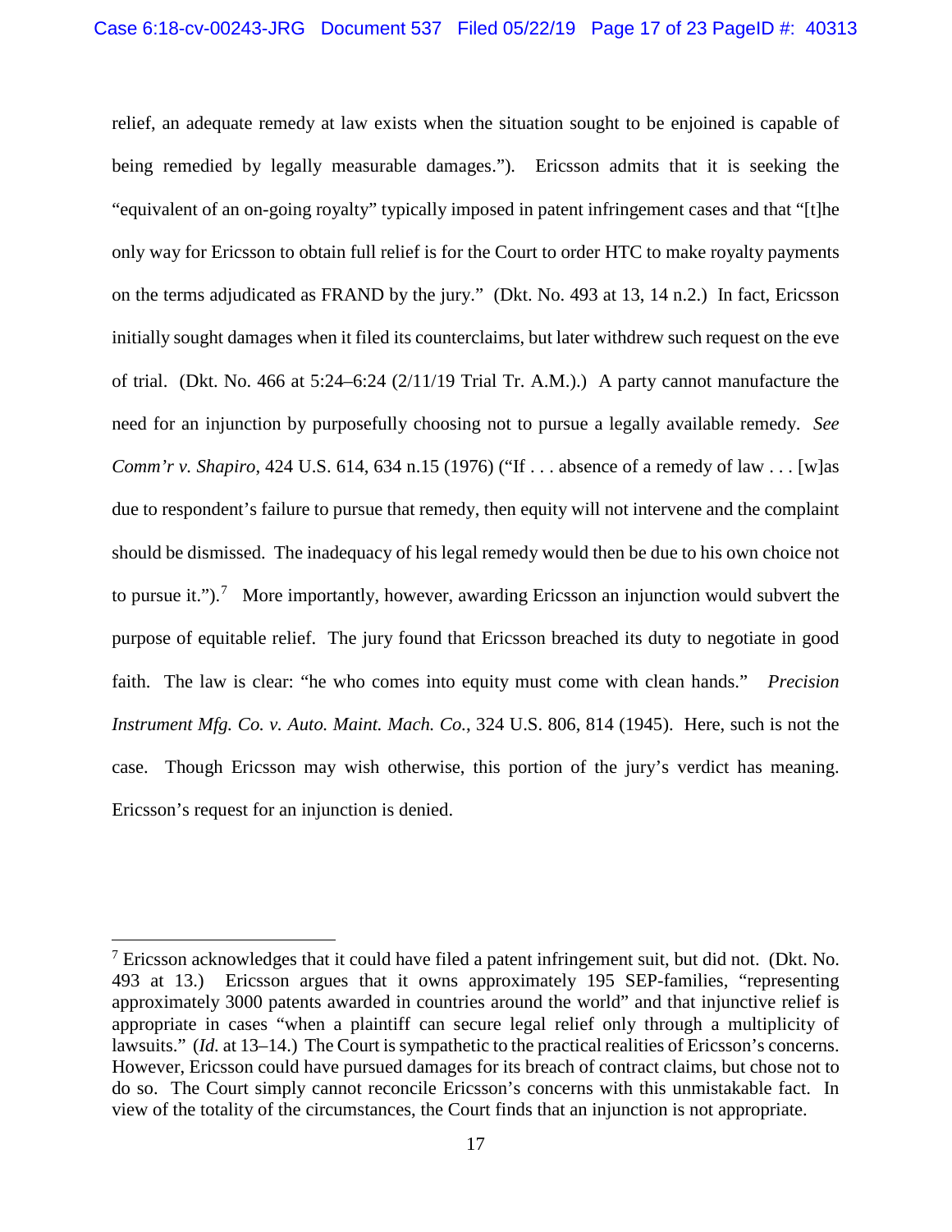relief, an adequate remedy at law exists when the situation sought to be enjoined is capable of being remedied by legally measurable damages."). Ericsson admits that it is seeking the "equivalent of an on-going royalty" typically imposed in patent infringement cases and that "[t]he only way for Ericsson to obtain full relief is for the Court to order HTC to make royalty payments on the terms adjudicated as FRAND by the jury." (Dkt. No. 493 at 13, 14 n.2.) In fact, Ericsson initially sought damages when it filed its counterclaims, but later withdrew such request on the eve of trial. (Dkt. No. 466 at 5:24–6:24 (2/11/19 Trial Tr. A.M.).) A party cannot manufacture the need for an injunction by purposefully choosing not to pursue a legally available remedy. *See Comm'r v. Shapiro*, 424 U.S. 614, 634 n.15 (1976) ("If . . . absence of a remedy of law . . . [w]as due to respondent's failure to pursue that remedy, then equity will not intervene and the complaint should be dismissed. The inadequacy of his legal remedy would then be due to his own choice not to pursue it.").[7] More importantly, however, awarding Ericsson an injunction would subvert the purpose of equitable relief. The jury found that Ericsson breached its duty to negotiate in good faith. The law is clear: "he who comes into equity must come with clean hands." *Precision Instrument Mfg. Co. v. Auto. Maint. Mach. Co.*, 324 U.S. 806, 814 (1945). Here, such is not the case. Though Ericsson may wish otherwise, this portion of the jury's verdict has meaning. Ericsson's request for an injunction is denied.

---

[7] Ericsson acknowledges that it could have filed a patent infringement suit, but did not. (Dkt. No. 493 at 13.) Ericsson argues that it owns approximately 195 SEP-families, "representing approximately 3000 patents awarded in countries around the world" and that injunctive relief is appropriate in cases "when a plaintiff can secure legal relief only through a multiplicity of lawsuits." (*Id.* at 13–14.) The Court is sympathetic to the practical realities of Ericsson's concerns. However, Ericsson could have pursued damages for its breach of contract claims, but chose not to do so. The Court simply cannot reconcile Ericsson's concerns with this unmistakable fact. In view of the totality of the circumstances, the Court finds that an injunction is not appropriate.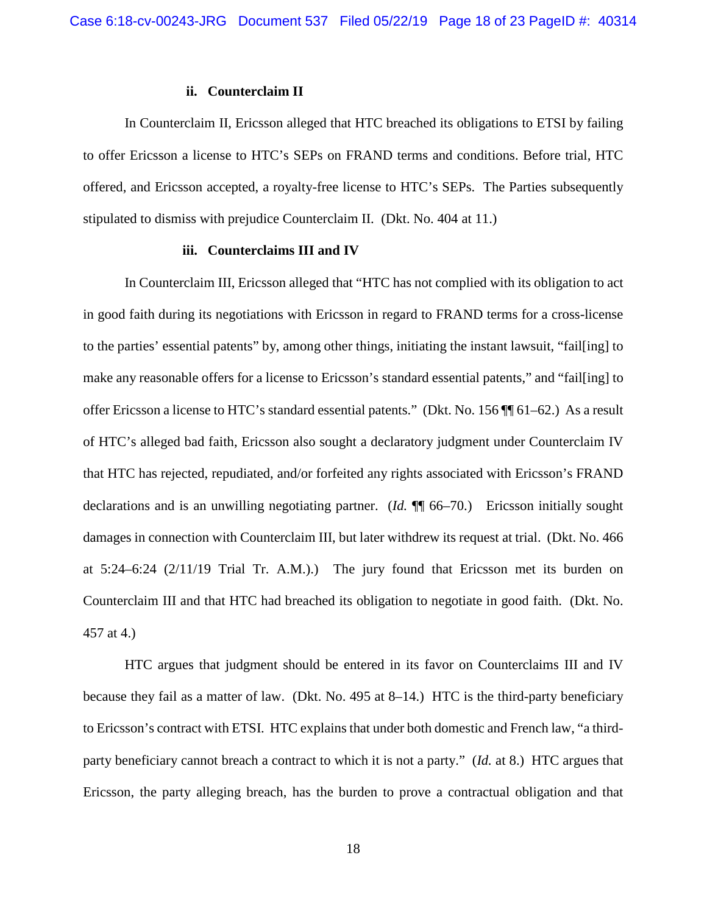### ii. Counterclaim II

In Counterclaim II, Ericsson alleged that HTC breached its obligations to ETSI by failing to offer Ericsson a license to HTC's SEPs on FRAND terms and conditions. Before trial, HTC offered, and Ericsson accepted, a royalty-free license to HTC's SEPs. The Parties subsequently stipulated to dismiss with prejudice Counterclaim II. (Dkt. No. 404 at 11.)

### iii. Counterclaims III and IV

In Counterclaim III, Ericsson alleged that "HTC has not complied with its obligation to act in good faith during its negotiations with Ericsson in regard to FRAND terms for a cross-license to the parties' essential patents" by, among other things, initiating the instant lawsuit, "fail[ing] to make any reasonable offers for a license to Ericsson's standard essential patents," and "fail[ing] to offer Ericsson a license to HTC's standard essential patents." (Dkt. No. 156 ¶¶ 61–62.) As a result of HTC's alleged bad faith, Ericsson also sought a declaratory judgment under Counterclaim IV that HTC has rejected, repudiated, and/or forfeited any rights associated with Ericsson's FRAND declarations and is an unwilling negotiating partner. (*Id.* ¶¶ 66–70.) Ericsson initially sought damages in connection with Counterclaim III, but later withdrew its request at trial. (Dkt. No. 466 at 5:24–6:24 (2/11/19 Trial Tr. A.M.).) The jury found that Ericsson met its burden on Counterclaim III and that HTC had breached its obligation to negotiate in good faith. (Dkt. No. 457 at 4.)

HTC argues that judgment should be entered in its favor on Counterclaims III and IV because they fail as a matter of law. (Dkt. No. 495 at 8–14.) HTC is the third-party beneficiary to Ericsson's contract with ETSI. HTC explains that under both domestic and French law, "a third-party beneficiary cannot breach a contract to which it is not a party." (*Id.* at 8.) HTC argues that Ericsson, the party alleging breach, has the burden to prove a contractual obligation and that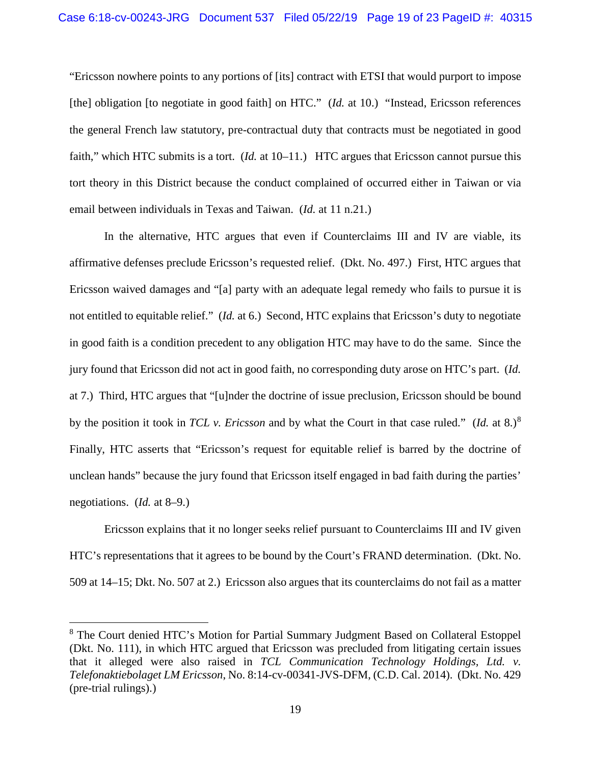"Ericsson nowhere points to any portions of [its] contract with ETSI that would purport to impose [the] obligation [to negotiate in good faith] on HTC." (*Id.* at 10.) "Instead, Ericsson references the general French law statutory, pre-contractual duty that contracts must be negotiated in good faith," which HTC submits is a tort. (*Id.* at 10–11.) HTC argues that Ericsson cannot pursue this tort theory in this District because the conduct complained of occurred either in Taiwan or via email between individuals in Texas and Taiwan. (*Id.* at 11 n.21.)

In the alternative, HTC argues that even if Counterclaims III and IV are viable, its affirmative defenses preclude Ericsson's requested relief. (Dkt. No. 497.) First, HTC argues that Ericsson waived damages and "[a] party with an adequate legal remedy who fails to pursue it is not entitled to equitable relief." (*Id.* at 6.) Second, HTC explains that Ericsson's duty to negotiate in good faith is a condition precedent to any obligation HTC may have to do the same. Since the jury found that Ericsson did not act in good faith, no corresponding duty arose on HTC's part. (*Id.* at 7.) Third, HTC argues that "[u]nder the doctrine of issue preclusion, Ericsson should be bound by the position it took in *TCL v. Ericsson* and by what the Court in that case ruled." (*Id.* at 8.)[8] Finally, HTC asserts that "Ericsson's request for equitable relief is barred by the doctrine of unclean hands" because the jury found that Ericsson itself engaged in bad faith during the parties' negotiations. (*Id.* at 8–9.)

Ericsson explains that it no longer seeks relief pursuant to Counterclaims III and IV given HTC's representations that it agrees to be bound by the Court's FRAND determination. (Dkt. No. 509 at 14–15; Dkt. No. 507 at 2.) Ericsson also argues that its counterclaims do not fail as a matter

---

[8] The Court denied HTC's Motion for Partial Summary Judgment Based on Collateral Estoppel (Dkt. No. 111), in which HTC argued that Ericsson was precluded from litigating certain issues that it alleged were also raised in *TCL Communication Technology Holdings, Ltd. v. Telefonaktiebolaget LM Ericsson*, No. 8:14-cv-00341-JVS-DFM, (C.D. Cal. 2014). (Dkt. No. 429 (pre-trial rulings).)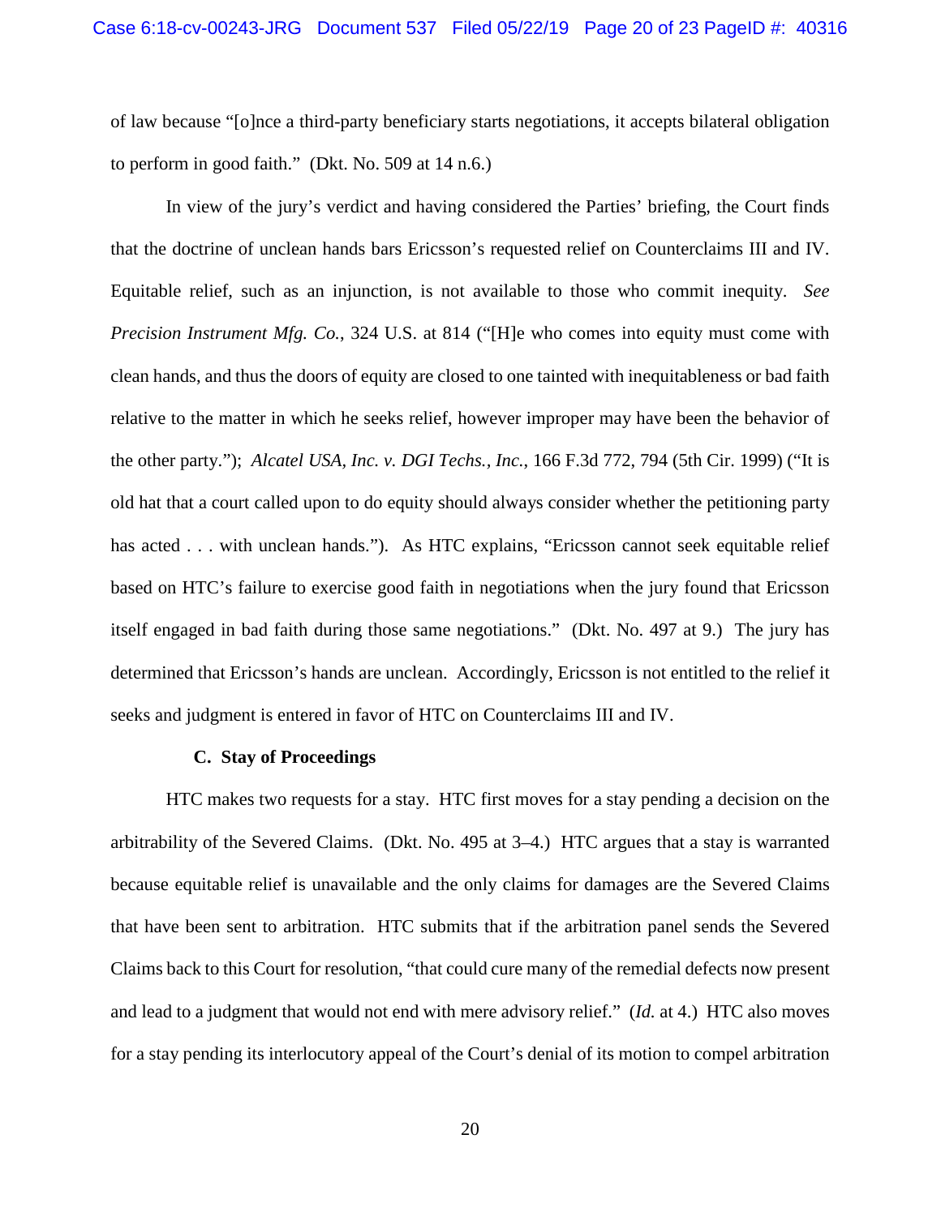of law because "[o]nce a third-party beneficiary starts negotiations, it accepts bilateral obligation to perform in good faith." (Dkt. No. 509 at 14 n.6.)

In view of the jury's verdict and having considered the Parties' briefing, the Court finds that the doctrine of unclean hands bars Ericsson's requested relief on Counterclaims III and IV. Equitable relief, such as an injunction, is not available to those who commit inequity. *See Precision Instrument Mfg. Co.*, 324 U.S. at 814 ("[H]e who comes into equity must come with clean hands, and thus the doors of equity are closed to one tainted with inequitableness or bad faith relative to the matter in which he seeks relief, however improper may have been the behavior of the other party."); *Alcatel USA, Inc. v. DGI Techs., Inc.*, 166 F.3d 772, 794 (5th Cir. 1999) ("It is old hat that a court called upon to do equity should always consider whether the petitioning party has acted . . . with unclean hands."). As HTC explains, "Ericsson cannot seek equitable relief based on HTC's failure to exercise good faith in negotiations when the jury found that Ericsson itself engaged in bad faith during those same negotiations." (Dkt. No. 497 at 9.) The jury has determined that Ericsson's hands are unclean. Accordingly, Ericsson is not entitled to the relief it seeks and judgment is entered in favor of HTC on Counterclaims III and IV.

### C. Stay of Proceedings

HTC makes two requests for a stay. HTC first moves for a stay pending a decision on the arbitrability of the Severed Claims. (Dkt. No. 495 at 3–4.) HTC argues that a stay is warranted because equitable relief is unavailable and the only claims for damages are the Severed Claims that have been sent to arbitration. HTC submits that if the arbitration panel sends the Severed Claims back to this Court for resolution, "that could cure many of the remedial defects now present and lead to a judgment that would not end with mere advisory relief." (*Id.* at 4.) HTC also moves for a stay pending its interlocutory appeal of the Court's denial of its motion to compel arbitration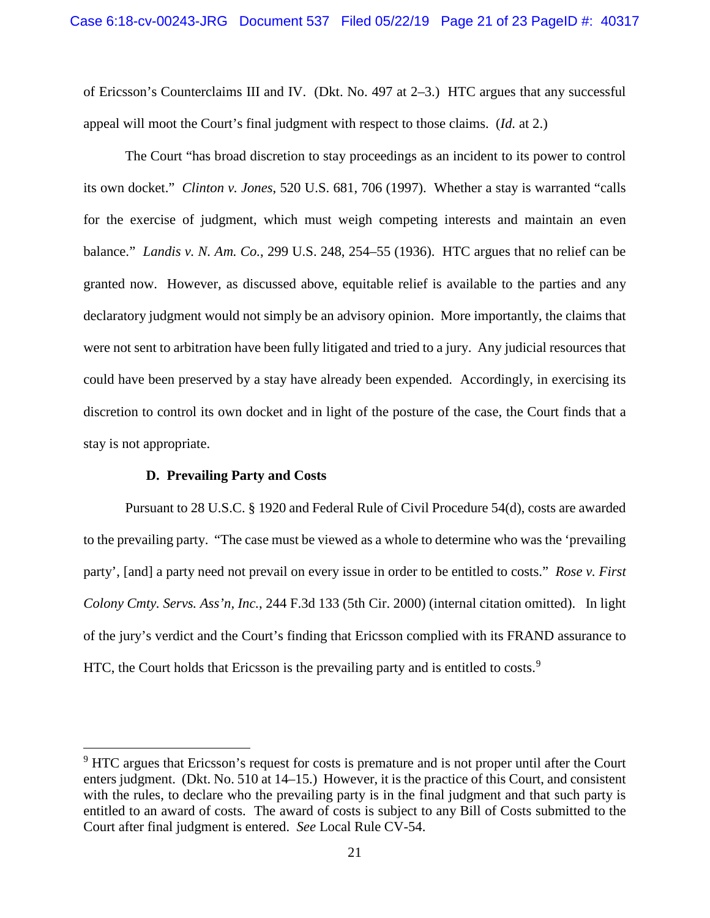of Ericsson's Counterclaims III and IV. (Dkt. No. 497 at 2–3.) HTC argues that any successful appeal will moot the Court's final judgment with respect to those claims. (*Id.* at 2.)

The Court "has broad discretion to stay proceedings as an incident to its power to control its own docket." *Clinton v. Jones*, 520 U.S. 681, 706 (1997). Whether a stay is warranted "calls for the exercise of judgment, which must weigh competing interests and maintain an even balance." *Landis v. N. Am. Co.*, 299 U.S. 248, 254–55 (1936). HTC argues that no relief can be granted now. However, as discussed above, equitable relief is available to the parties and any declaratory judgment would not simply be an advisory opinion. More importantly, the claims that were not sent to arbitration have been fully litigated and tried to a jury. Any judicial resources that could have been preserved by a stay have already been expended. Accordingly, in exercising its discretion to control its own docket and in light of the posture of the case, the Court finds that a stay is not appropriate.

### D. Prevailing Party and Costs

Pursuant to 28 U.S.C. § 1920 and Federal Rule of Civil Procedure 54(d), costs are awarded to the prevailing party. "The case must be viewed as a whole to determine who was the 'prevailing party', [and] a party need not prevail on every issue in order to be entitled to costs." *Rose v. First Colony Cmty. Servs. Ass'n, Inc.*, 244 F.3d 133 (5th Cir. 2000) (internal citation omitted). In light of the jury's verdict and the Court's finding that Ericsson complied with its FRAND assurance to HTC, the Court holds that Ericsson is the prevailing party and is entitled to costs.[9]

---

[9] HTC argues that Ericsson's request for costs is premature and is not proper until after the Court enters judgment. (Dkt. No. 510 at 14–15.) However, it is the practice of this Court, and consistent with the rules, to declare who the prevailing party is in the final judgment and that such party is entitled to an award of costs. The award of costs is subject to any Bill of Costs submitted to the Court after final judgment is entered. *See* Local Rule CV-54.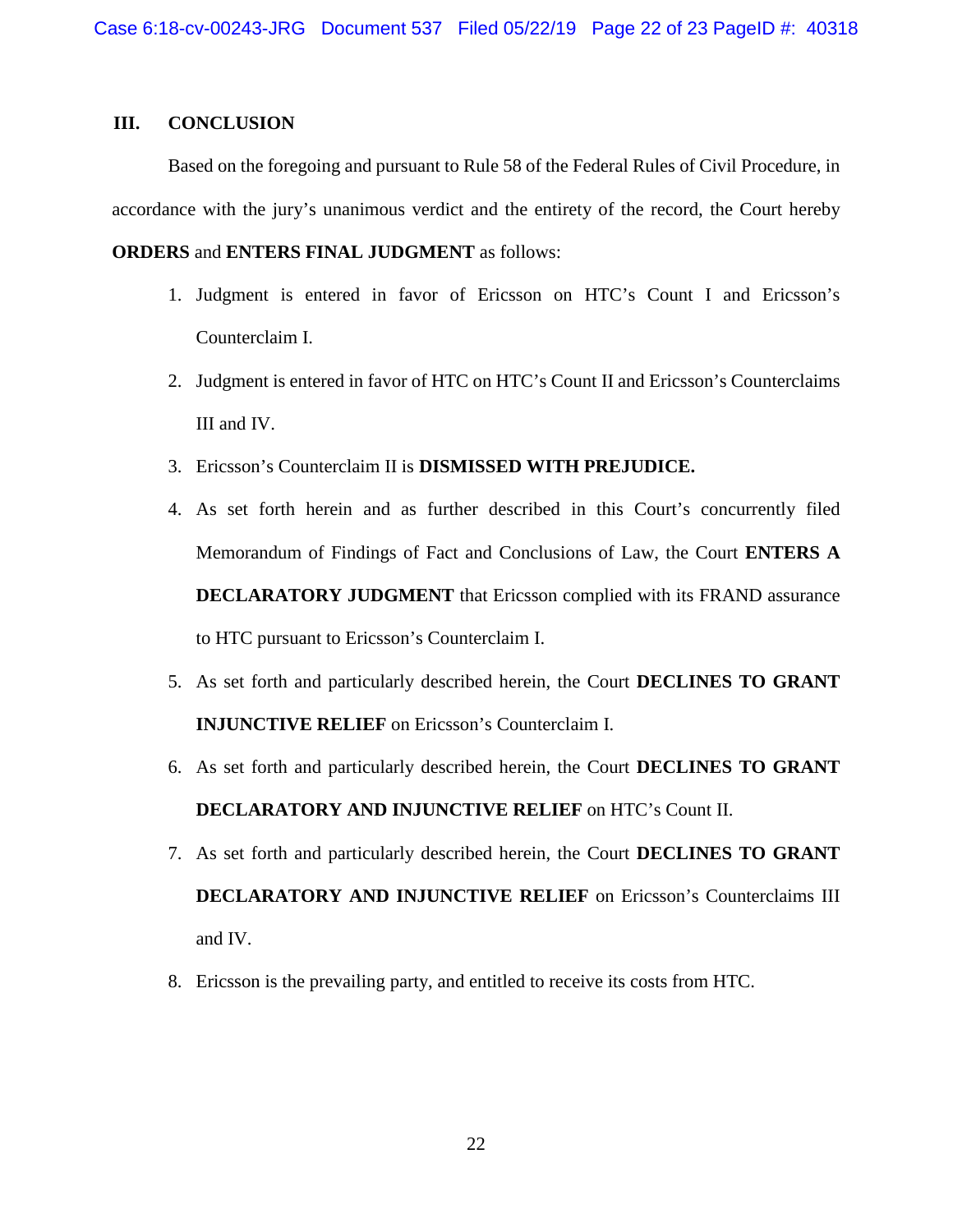## III. CONCLUSION

Based on the foregoing and pursuant to Rule 58 of the Federal Rules of Civil Procedure, in accordance with the jury's unanimous verdict and the entirety of the record, the Court hereby **ORDERS** and **ENTERS FINAL JUDGMENT** as follows:

1. Judgment is entered in favor of Ericsson on HTC's Count I and Ericsson's Counterclaim I.
2. Judgment is entered in favor of HTC on HTC's Count II and Ericsson's Counterclaims III and IV.
3. Ericsson's Counterclaim II is **DISMISSED WITH PREJUDICE.**
4. As set forth herein and as further described in this Court's concurrently filed Memorandum of Findings of Fact and Conclusions of Law, the Court **ENTERS A DECLARATORY JUDGMENT** that Ericsson complied with its FRAND assurance to HTC pursuant to Ericsson's Counterclaim I.
5. As set forth and particularly described herein, the Court **DECLINES TO GRANT INJUNCTIVE RELIEF** on Ericsson's Counterclaim I.
6. As set forth and particularly described herein, the Court **DECLINES TO GRANT DECLARATORY AND INJUNCTIVE RELIEF** on HTC's Count II.
7. As set forth and particularly described herein, the Court **DECLINES TO GRANT DECLARATORY AND INJUNCTIVE RELIEF** on Ericsson's Counterclaims III and IV.
8. Ericsson is the prevailing party, and entitled to receive its costs from HTC.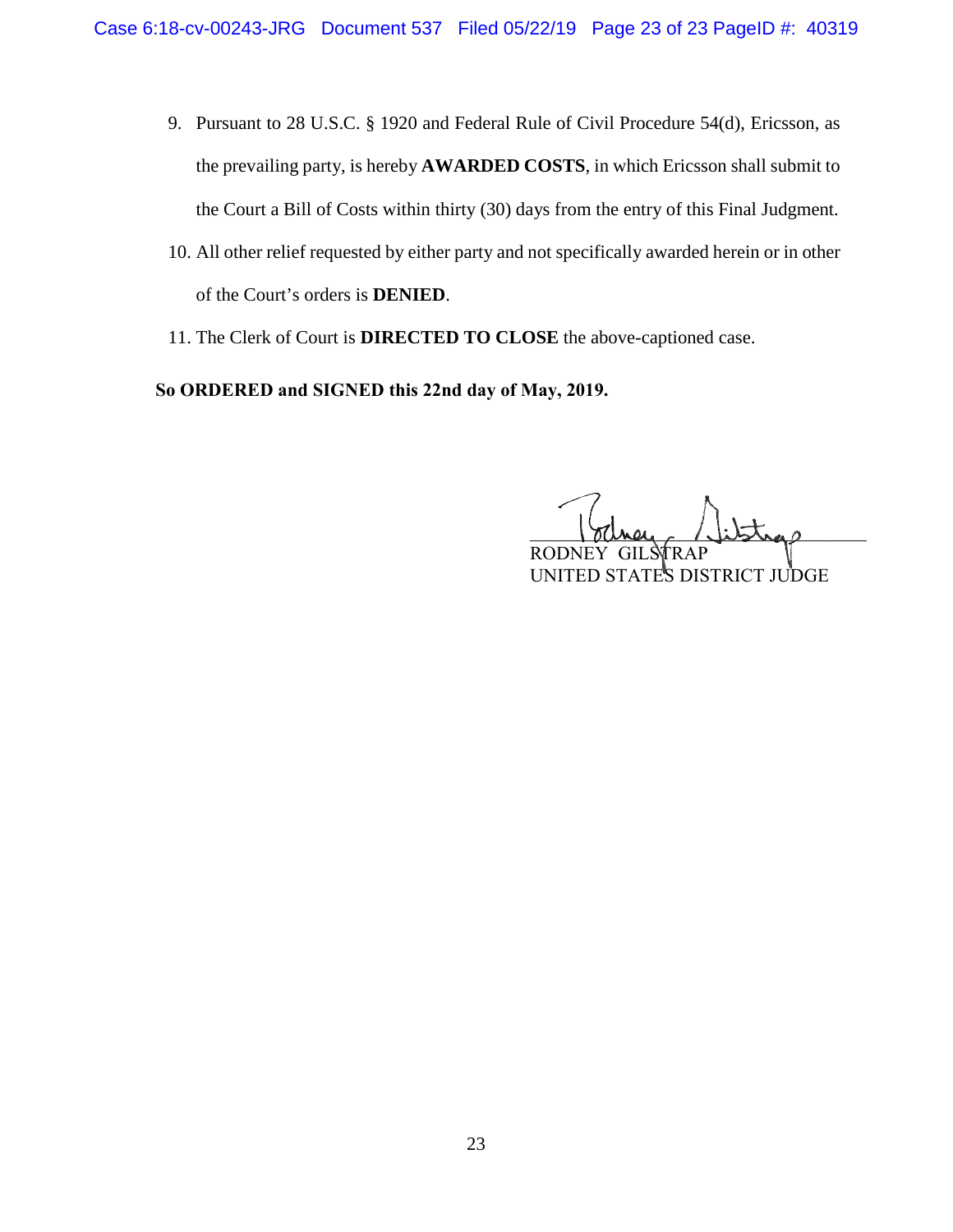9. Pursuant to 28 U.S.C. § 1920 and Federal Rule of Civil Procedure 54(d), Ericsson, as the prevailing party, is hereby **AWARDED COSTS**, in which Ericsson shall submit to the Court a Bill of Costs within thirty (30) days from the entry of this Final Judgment.
10. All other relief requested by either party and not specifically awarded herein or in other of the Court's orders is **DENIED**.
11. The Clerk of Court is **DIRECTED TO CLOSE** the above-captioned case.

**So ORDERED and SIGNED this 22nd day of May, 2019.**

RODNEY GILSTRAP
UNITED STATES DISTRICT JUDGE